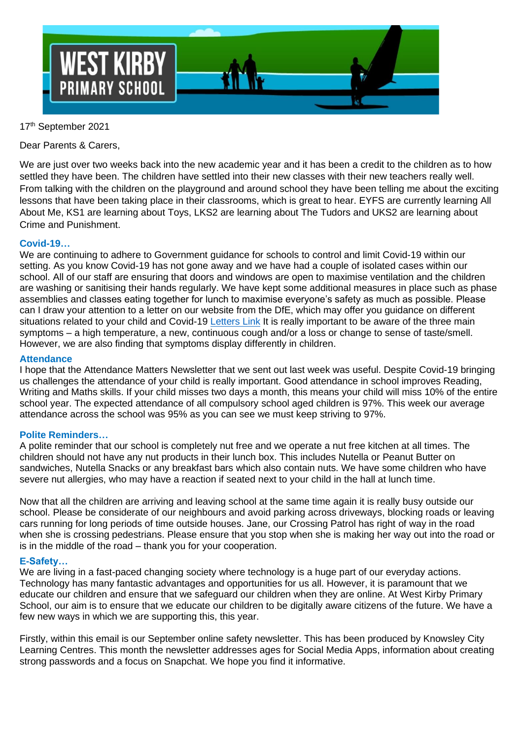# WEST KIRBY PRIMARY SCHOOL

17th September 2021

Dear Parents & Carers,

We are just over two weeks back into the new academic year and it has been a credit to the children as to how settled they have been. The children have settled into their new classes with their new teachers really well. From talking with the children on the playground and around school they have been telling me about the exciting lessons that have been taking place in their classrooms, which is great to hear. EYFS are currently learning All About Me, KS1 are learning about Toys, LKS2 are learning about The Tudors and UKS2 are learning about Crime and Punishment.

### Covid-19…

We are continuing to adhere to Government guidance for schools to control and limit Covid-19 within our setting. As you know Covid-19 has not gone away and we have had a couple of isolated cases within our school. All of our staff are ensuring that doors and windows are open to maximise ventilation and the children are washing or sanitising their hands regularly. We have kept some additional measures in place such as phase assemblies and classes eating together for lunch to maximise everyone's safety as much as possible. Please can I draw your attention to a letter on our website from the DfE, which may offer you guidance on different situations related to your child and Covid-19 Letters Link It is really important to be aware of the three main symptoms – a high temperature, a new, continuous cough and/or a loss or change to sense of taste/smell. However, we are also finding that symptoms display differently in children.

### Attendance

I hope that the Attendance Matters Newsletter that we sent out last week was useful. Despite Covid-19 bringing us challenges the attendance of your child is really important. Good attendance in school improves Reading, Writing and Maths skills. If your child misses two days a month, this means your child will miss 10% of the entire school year. The expected attendance of all compulsory school aged children is 97%. This week our average attendance across the school was 95% as you can see we must keep striving to 97%.

### Polite Reminders…

A polite reminder that our school is completely nut free and we operate a nut free kitchen at all times. The children should not have any nut products in their lunch box. This includes Nutella or Peanut Butter on sandwiches, Nutella Snacks or any breakfast bars which also contain nuts. We have some children who have severe nut allergies, who may have a reaction if seated next to your child in the hall at lunch time.

Now that all the children are arriving and leaving school at the same time again it is really busy outside our school. Please be considerate of our neighbours and avoid parking across driveways, blocking roads or leaving cars running for long periods of time outside houses. Jane, our Crossing Patrol has right of way in the road when she is crossing pedestrians. Please ensure that you stop when she is making her way out into the road or is in the middle of the road – thank you for your cooperation.

### E-Safety…

We are living in a fast-paced changing society where technology is a huge part of our everyday actions. Technology has many fantastic advantages and opportunities for us all. However, it is paramount that we educate our children and ensure that we safeguard our children when they are online. At West Kirby Primary School, our aim is to ensure that we educate our children to be digitally aware citizens of the future. We have a few new ways in which we are supporting this, this year.

Firstly, within this email is our September online safety newsletter. This has been produced by Knowsley City Learning Centres. This month the newsletter addresses ages for Social Media Apps, information about creating strong passwords and a focus on Snapchat. We hope you find it informative.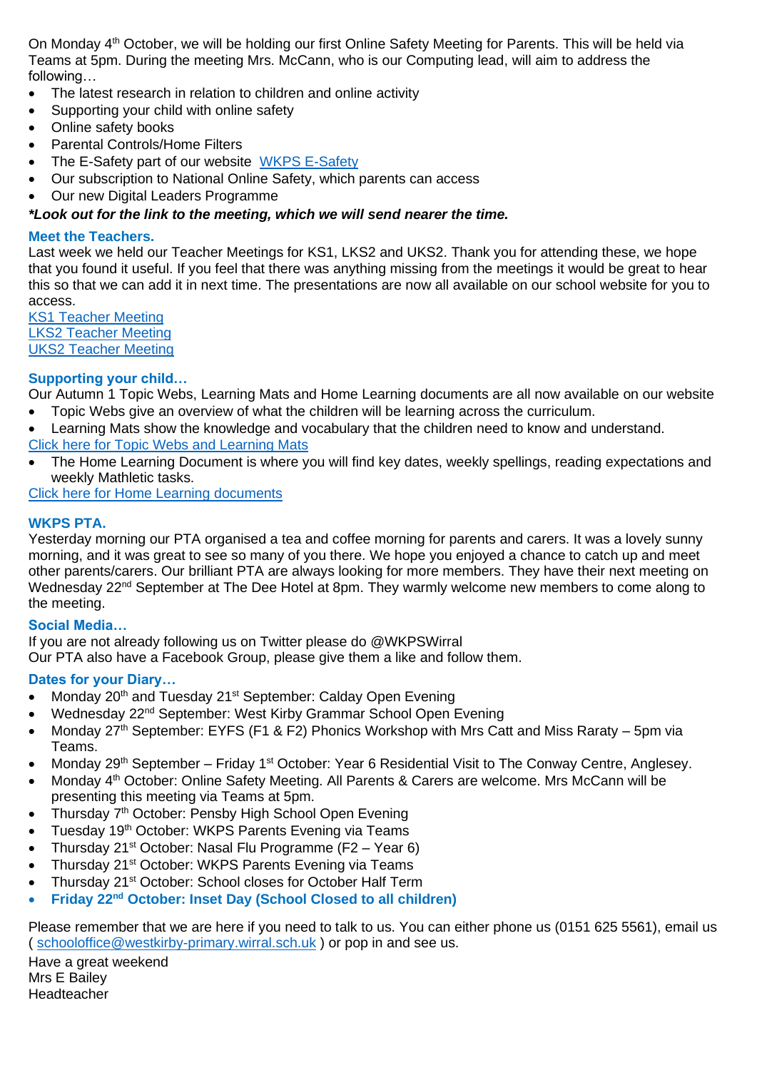On Monday 4th October, we will be holding our first Online Safety Meeting for Parents. This will be held via Teams at 5pm. During the meeting Mrs. McCann, who is our Computing lead, will aim to address the following…

- The latest research in relation to children and online activity
- Supporting your child with online safety
- Online safety books
- Parental Controls/Home Filters
- The E-Safety part of our website [WKPS E-Safety]
- Our subscription to National Online Safety, which parents can access
- Our new Digital Leaders Programme

***Look out for the link to the meeting, which we will send nearer the time.***

### Meet the Teachers.

Last week we held our Teacher Meetings for KS1, LKS2 and UKS2. Thank you for attending these, we hope that you found it useful. If you feel that there was anything missing from the meetings it would be great to hear this so that we can add it in next time. The presentations are now all available on our school website for you to access.

[KS1 Teacher Meeting]
[LKS2 Teacher Meeting]
[UKS2 Teacher Meeting]

### Supporting your child…

Our Autumn 1 Topic Webs, Learning Mats and Home Learning documents are all now available on our website

- Topic Webs give an overview of what the children will be learning across the curriculum.
- Learning Mats show the knowledge and vocabulary that the children need to know and understand.

[Click here for Topic Webs and Learning Mats]

- The Home Learning Document is where you will find key dates, weekly spellings, reading expectations and weekly Mathletic tasks.

[Click here for Home Learning documents]

### WKPS PTA.

Yesterday morning our PTA organised a tea and coffee morning for parents and carers. It was a lovely sunny morning, and it was great to see so many of you there. We hope you enjoyed a chance to catch up and meet other parents/carers. Our brilliant PTA are always looking for more members. They have their next meeting on Wednesday 22nd September at The Dee Hotel at 8pm. They warmly welcome new members to come along to the meeting.

### Social Media…

If you are not already following us on Twitter please do @WKPSWirral
Our PTA also have a Facebook Group, please give them a like and follow them.

### Dates for your Diary…

- Monday 20th and Tuesday 21st September: Calday Open Evening
- Wednesday 22nd September: West Kirby Grammar School Open Evening
- Monday 27th September: EYFS (F1 & F2) Phonics Workshop with Mrs Catt and Miss Raraty – 5pm via Teams.
- Monday 29th September – Friday 1st October: Year 6 Residential Visit to The Conway Centre, Anglesey.
- Monday 4th October: Online Safety Meeting. All Parents & Carers are welcome. Mrs McCann will be presenting this meeting via Teams at 5pm.
- Thursday 7th October: Pensby High School Open Evening
- Tuesday 19th October: WKPS Parents Evening via Teams
- Thursday 21st October: Nasal Flu Programme (F2 – Year 6)
- Thursday 21st October: WKPS Parents Evening via Teams
- Thursday 21st October: School closes for October Half Term
- **Friday 22nd October: Inset Day (School Closed to all children)**

Please remember that we are here if you need to talk to us. You can either phone us (0151 625 5561), email us ( schooloffice@westkirby-primary.wirral.sch.uk ) or pop in and see us.

Have a great weekend
Mrs E Bailey
Headteacher